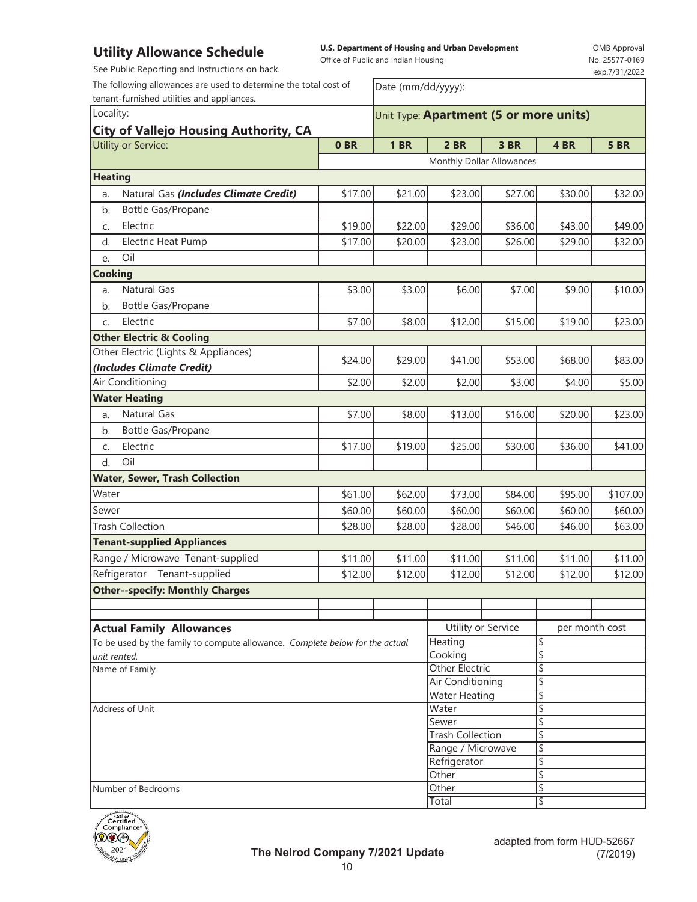## Utility Allowance Schedule

**U.S. Department of Housing and Urban Development**
Office of Public and Indian Housing

OMB Approval No. 25577-0169 exp.7/31/2022

See Public Reporting and Instructions on back.

The following allowances are used to determine the total cost of tenant-furnished utilities and appliances.

Date (mm/dd/yyyy):

Locality: **City of Vallejo Housing Authority, CA**

Unit Type: **Apartment (5 or more units)**

| Utility or Service: | 0 BR | 1 BR | 2 BR | 3 BR | 4 BR | 5 BR |
|---|---|---|---|---|---|---|
| | Monthly Dollar Allowances | | | | | |
| **Heating** | | | | | | |
| a. Natural Gas ***(Includes Climate Credit)*** | $17.00 | $21.00 | $23.00 | $27.00 | $30.00 | $32.00 |
| b. Bottle Gas/Propane | | | | | | |
| c. Electric | $19.00 | $22.00 | $29.00 | $36.00 | $43.00 | $49.00 |
| d. Electric Heat Pump | $17.00 | $20.00 | $23.00 | $26.00 | $29.00 | $32.00 |
| e. Oil | | | | | | |
| **Cooking** | | | | | | |
| a. Natural Gas | $3.00 | $3.00 | $6.00 | $7.00 | $9.00 | $10.00 |
| b. Bottle Gas/Propane | | | | | | |
| c. Electric | $7.00 | $8.00 | $12.00 | $15.00 | $19.00 | $23.00 |
| **Other Electric & Cooling** | | | | | | |
| Other Electric (Lights & Appliances) ***(Includes Climate Credit)*** | $24.00 | $29.00 | $41.00 | $53.00 | $68.00 | $83.00 |
| Air Conditioning | $2.00 | $2.00 | $2.00 | $3.00 | $4.00 | $5.00 |
| **Water Heating** | | | | | | |
| a. Natural Gas | $7.00 | $8.00 | $13.00 | $16.00 | $20.00 | $23.00 |
| b. Bottle Gas/Propane | | | | | | |
| c. Electric | $17.00 | $19.00 | $25.00 | $30.00 | $36.00 | $41.00 |
| d. Oil | | | | | | |
| **Water, Sewer, Trash Collection** | | | | | | |
| Water | $61.00 | $62.00 | $73.00 | $84.00 | $95.00 | $107.00 |
| Sewer | $60.00 | $60.00 | $60.00 | $60.00 | $60.00 | $60.00 |
| Trash Collection | $28.00 | $28.00 | $28.00 | $46.00 | $46.00 | $63.00 |
| **Tenant-supplied Appliances** | | | | | | |
| Range / Microwave Tenant-supplied | $11.00 | $11.00 | $11.00 | $11.00 | $11.00 | $11.00 |
| Refrigerator Tenant-supplied | $12.00 | $12.00 | $12.00 | $12.00 | $12.00 | $12.00 |
| **Other--specify: Monthly Charges** | | | | | | |
| | | | | | | |
| | | | | | | |

**Actual Family Allowances**

To be used by the family to compute allowance. *Complete below for the actual unit rented.*

Name of Family

Address of Unit

Number of Bedrooms

| Utility or Service | per month cost |
|---|---|
| Heating | $ |
| Cooking | $ |
| Other Electric | $ |
| Air Conditioning | $ |
| Water Heating | $ |
| Water | $ |
| Sewer | $ |
| Trash Collection | $ |
| Range / Microwave | $ |
| Refrigerator | $ |
| Other | $ |
| Other | $ |
| Total | $ |

**The Nelrod Company 7/2021 Update**

adapted from form HUD-52667 (7/2019)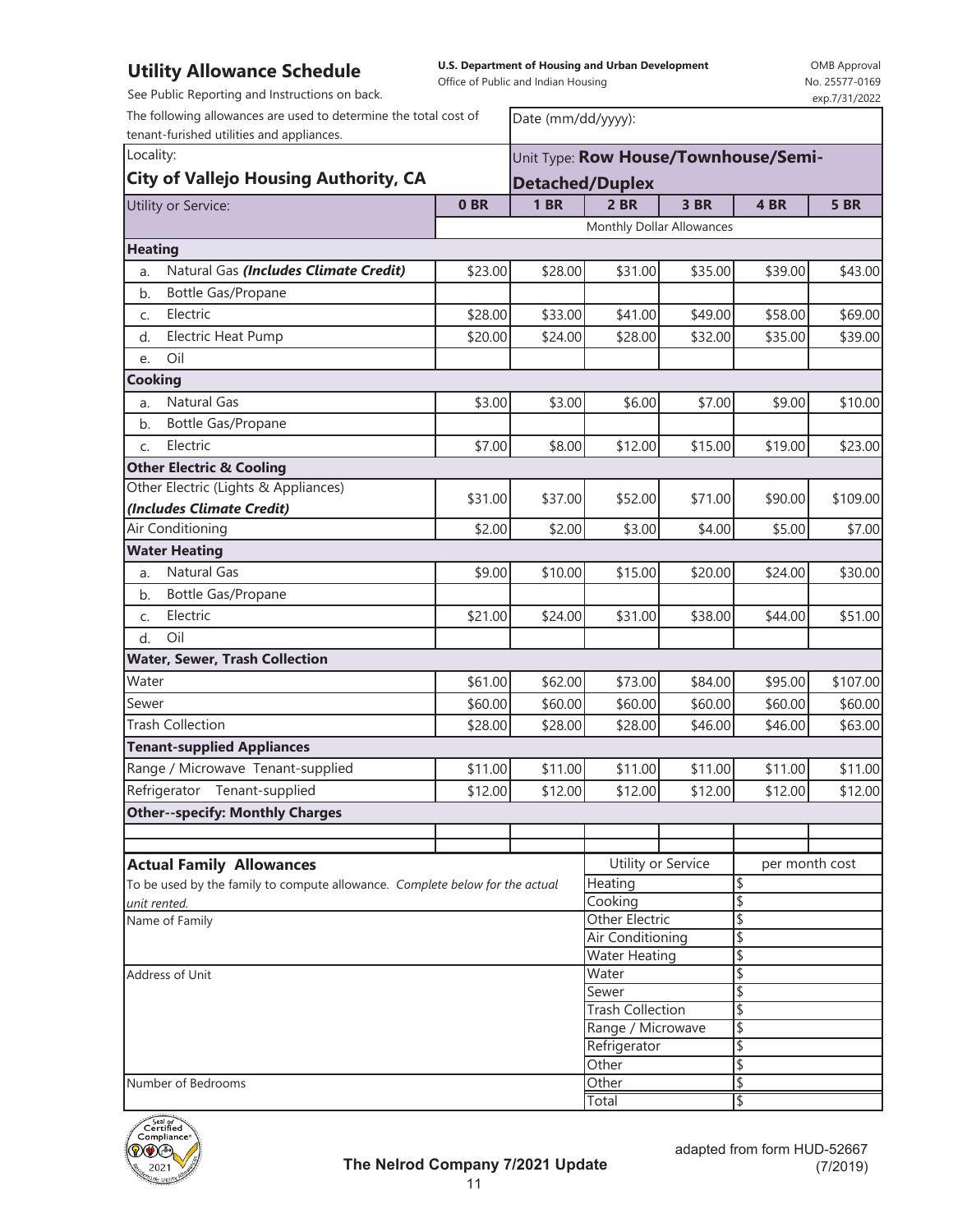## Utility Allowance Schedule

See Public Reporting and Instructions on back.

**U.S. Department of Housing and Urban Development**
Office of Public and Indian Housing

OMB Approval
No. 25577-0169
exp.7/31/2022

The following allowances are used to determine the total cost of tenant-furished utilities and appliances.

Date (mm/dd/yyyy):

Locality:
**City of Vallejo Housing Authority, CA**

Unit Type: **Row House/Townhouse/Semi-Detached/Duplex**

| Utility or Service: | 0 BR | 1 BR | 2 BR | 3 BR | 4 BR | 5 BR |
|---|---|---|---|---|---|---|
| | Monthly Dollar Allowances | | | | | |
| **Heating** | | | | | | |
| a. Natural Gas ***(Includes Climate Credit)*** | \$23.00 | \$28.00 | \$31.00 | \$35.00 | \$39.00 | \$43.00 |
| b. Bottle Gas/Propane | | | | | | |
| c. Electric | \$28.00 | \$33.00 | \$41.00 | \$49.00 | \$58.00 | \$69.00 |
| d. Electric Heat Pump | \$20.00 | \$24.00 | \$28.00 | \$32.00 | \$35.00 | \$39.00 |
| e. Oil | | | | | | |
| **Cooking** | | | | | | |
| a. Natural Gas | \$3.00 | \$3.00 | \$6.00 | \$7.00 | \$9.00 | \$10.00 |
| b. Bottle Gas/Propane | | | | | | |
| c. Electric | \$7.00 | \$8.00 | \$12.00 | \$15.00 | \$19.00 | \$23.00 |
| **Other Electric & Cooling** | | | | | | |
| Other Electric (Lights & Appliances) ***(Includes Climate Credit)*** | \$31.00 | \$37.00 | \$52.00 | \$71.00 | \$90.00 | \$109.00 |
| Air Conditioning | \$2.00 | \$2.00 | \$3.00 | \$4.00 | \$5.00 | \$7.00 |
| **Water Heating** | | | | | | |
| a. Natural Gas | \$9.00 | \$10.00 | \$15.00 | \$20.00 | \$24.00 | \$30.00 |
| b. Bottle Gas/Propane | | | | | | |
| c. Electric | \$21.00 | \$24.00 | \$31.00 | \$38.00 | \$44.00 | \$51.00 |
| d. Oil | | | | | | |
| **Water, Sewer, Trash Collection** | | | | | | |
| Water | \$61.00 | \$62.00 | \$73.00 | \$84.00 | \$95.00 | \$107.00 |
| Sewer | \$60.00 | \$60.00 | \$60.00 | \$60.00 | \$60.00 | \$60.00 |
| Trash Collection | \$28.00 | \$28.00 | \$28.00 | \$46.00 | \$46.00 | \$63.00 |
| **Tenant-supplied Appliances** | | | | | | |
| Range / Microwave Tenant-supplied | \$11.00 | \$11.00 | \$11.00 | \$11.00 | \$11.00 | \$11.00 |
| Refrigerator Tenant-supplied | \$12.00 | \$12.00 | \$12.00 | \$12.00 | \$12.00 | \$12.00 |
| **Other--specify: Monthly Charges** | | | | | | |
| | | | | | | |
| | | | | | | |

**Actual Family Allowances**

To be used by the family to compute allowance. *Complete below for the actual unit rented.*

Name of Family

Address of Unit

Number of Bedrooms

| Utility or Service | per month cost |
|---|---|
| Heating | \$ |
| Cooking | \$ |
| Other Electric | \$ |
| Air Conditioning | \$ |
| Water Heating | \$ |
| Water | \$ |
| Sewer | \$ |
| Trash Collection | \$ |
| Range / Microwave | \$ |
| Refrigerator | \$ |
| Other | \$ |
| Other | \$ |
| Total | \$ |

**The Nelrod Company 7/2021 Update**

adapted from form HUD-52667 (7/2019)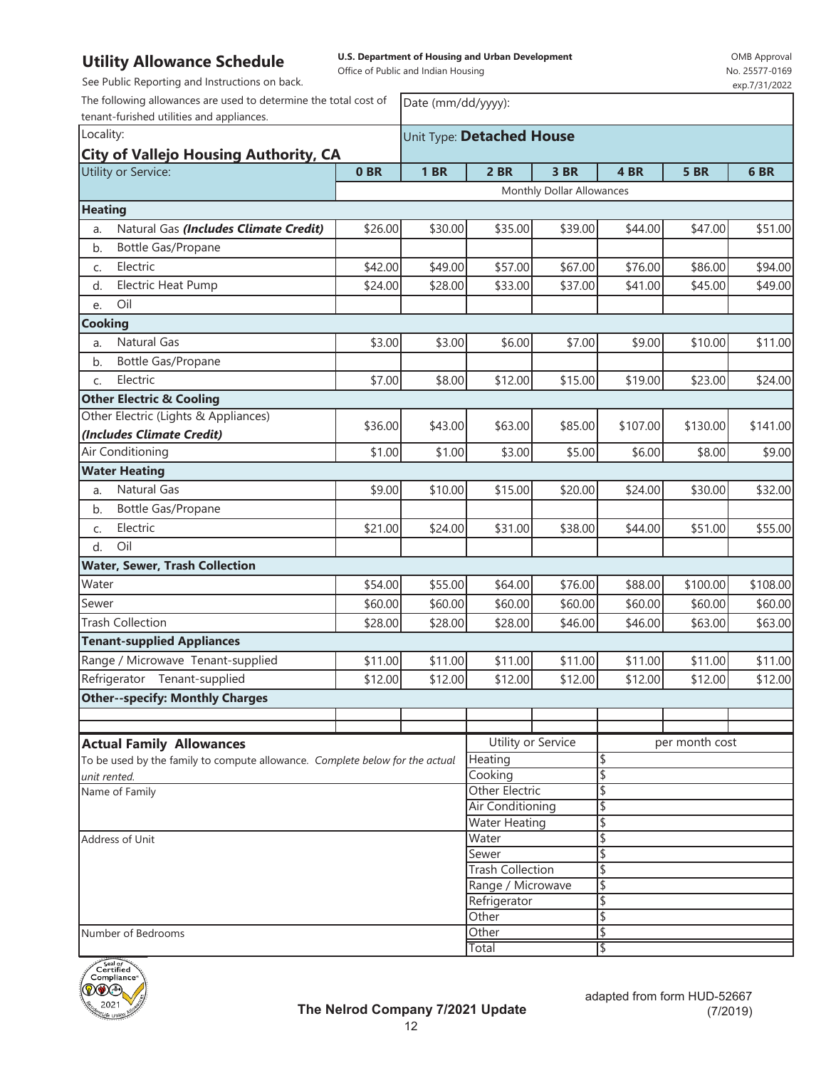# Utility Allowance Schedule

**U.S. Department of Housing and Urban Development**
Office of Public and Indian Housing

OMB Approval No. 25577-0169 exp.7/31/2022

See Public Reporting and Instructions on back.

The following allowances are used to determine the total cost of tenant-furished utilities and appliances.

Date (mm/dd/yyyy):

Locality: **City of Vallejo Housing Authority, CA**

Unit Type: **Detached House**

| Utility or Service: | 0 BR | 1 BR | 2 BR | 3 BR | 4 BR | 5 BR | 6 BR |
|---|---|---|---|---|---|---|---|
| | Monthly Dollar Allowances | | | | | | |
| **Heating** | | | | | | | |
| a. Natural Gas ***(Includes Climate Credit)*** | $26.00 | $30.00 | $35.00 | $39.00 | $44.00 | $47.00 | $51.00 |
| b. Bottle Gas/Propane | | | | | | | |
| c. Electric | $42.00 | $49.00 | $57.00 | $67.00 | $76.00 | $86.00 | $94.00 |
| d. Electric Heat Pump | $24.00 | $28.00 | $33.00 | $37.00 | $41.00 | $45.00 | $49.00 |
| e. Oil | | | | | | | |
| **Cooking** | | | | | | | |
| a. Natural Gas | $3.00 | $3.00 | $6.00 | $7.00 | $9.00 | $10.00 | $11.00 |
| b. Bottle Gas/Propane | | | | | | | |
| c. Electric | $7.00 | $8.00 | $12.00 | $15.00 | $19.00 | $23.00 | $24.00 |
| **Other Electric & Cooling** | | | | | | | |
| Other Electric (Lights & Appliances) ***(Includes Climate Credit)*** | $36.00 | $43.00 | $63.00 | $85.00 | $107.00 | $130.00 | $141.00 |
| Air Conditioning | $1.00 | $1.00 | $3.00 | $5.00 | $6.00 | $8.00 | $9.00 |
| **Water Heating** | | | | | | | |
| a. Natural Gas | $9.00 | $10.00 | $15.00 | $20.00 | $24.00 | $30.00 | $32.00 |
| b. Bottle Gas/Propane | | | | | | | |
| c. Electric | $21.00 | $24.00 | $31.00 | $38.00 | $44.00 | $51.00 | $55.00 |
| d. Oil | | | | | | | |
| **Water, Sewer, Trash Collection** | | | | | | | |
| Water | $54.00 | $55.00 | $64.00 | $76.00 | $88.00 | $100.00 | $108.00 |
| Sewer | $60.00 | $60.00 | $60.00 | $60.00 | $60.00 | $60.00 | $60.00 |
| Trash Collection | $28.00 | $28.00 | $28.00 | $46.00 | $46.00 | $63.00 | $63.00 |
| **Tenant-supplied Appliances** | | | | | | | |
| Range / Microwave Tenant-supplied | $11.00 | $11.00 | $11.00 | $11.00 | $11.00 | $11.00 | $11.00 |
| Refrigerator Tenant-supplied | $12.00 | $12.00 | $12.00 | $12.00 | $12.00 | $12.00 | $12.00 |
| **Other--specify: Monthly Charges** | | | | | | | |
| | | | | | | | |

## Actual Family Allowances

To be used by the family to compute allowance. *Complete below for the actual unit rented.*

Name of Family

Address of Unit

Number of Bedrooms

| Utility or Service | per month cost |
|---|---|
| Heating | $ |
| Cooking | $ |
| Other Electric | $ |
| Air Conditioning | $ |
| Water Heating | $ |
| Water | $ |
| Sewer | $ |
| Trash Collection | $ |
| Range / Microwave | $ |
| Refrigerator | $ |
| Other | $ |
| Other | $ |
| Total | $ |

**The Nelrod Company 7/2021 Update**

adapted from form HUD-52667 (7/2019)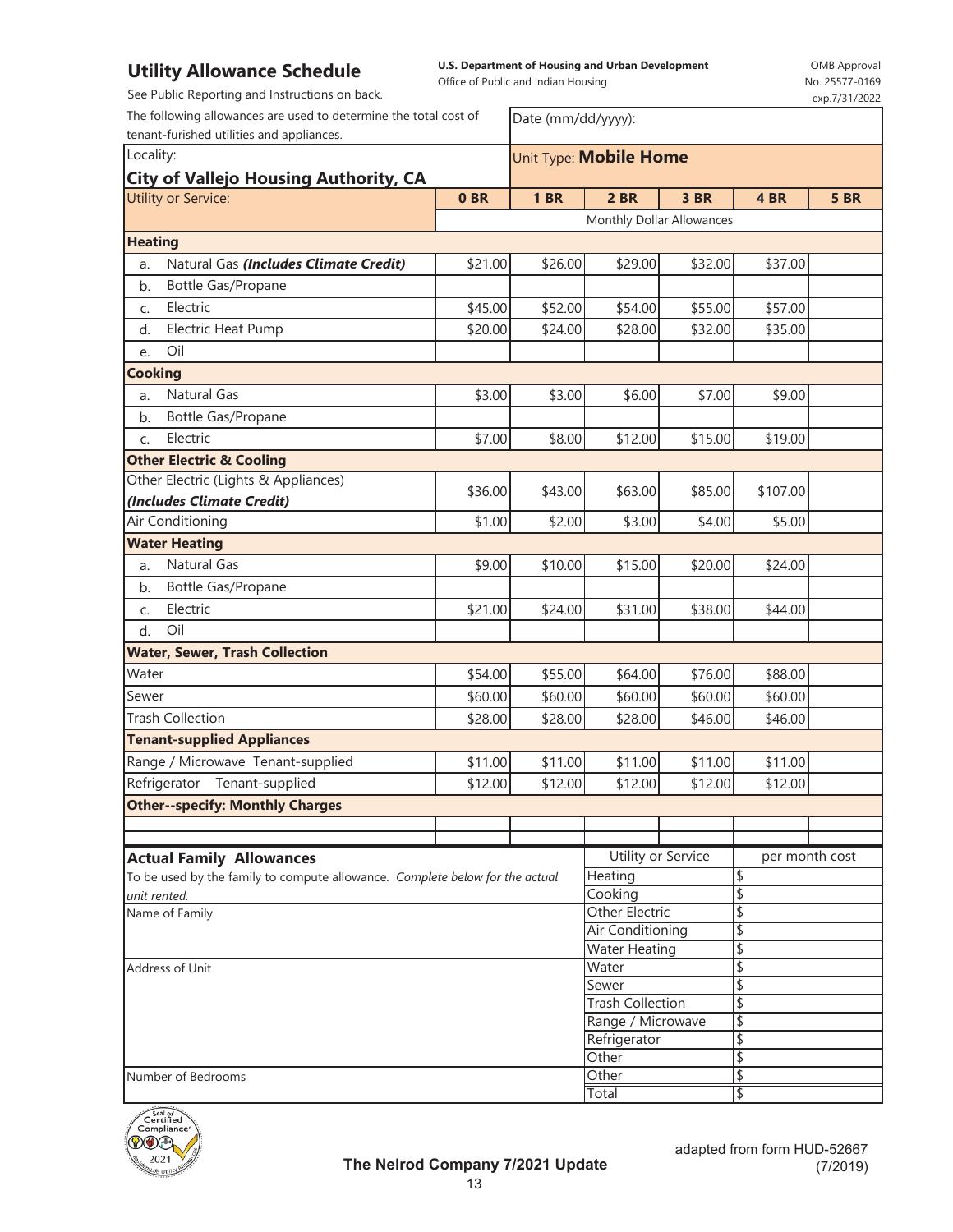## Utility Allowance Schedule

**U.S. Department of Housing and Urban Development**
Office of Public and Indian Housing

OMB Approval No. 25577-0169 exp.7/31/2022

See Public Reporting and Instructions on back.

The following allowances are used to determine the total cost of tenant-furished utilities and appliances.

Date (mm/dd/yyyy):

Locality: **City of Vallejo Housing Authority, CA**

Unit Type: **Mobile Home**

| Utility or Service: | 0 BR | 1 BR | 2 BR | 3 BR | 4 BR | 5 BR |
|---|---|---|---|---|---|---|
| | Monthly Dollar Allowances | | | | | |
| **Heating** | | | | | | |
| a. Natural Gas ***(Includes Climate Credit)*** | $21.00 | $26.00 | $29.00 | $32.00 | $37.00 | |
| b. Bottle Gas/Propane | | | | | | |
| c. Electric | $45.00 | $52.00 | $54.00 | $55.00 | $57.00 | |
| d. Electric Heat Pump | $20.00 | $24.00 | $28.00 | $32.00 | $35.00 | |
| e. Oil | | | | | | |
| **Cooking** | | | | | | |
| a. Natural Gas | $3.00 | $3.00 | $6.00 | $7.00 | $9.00 | |
| b. Bottle Gas/Propane | | | | | | |
| c. Electric | $7.00 | $8.00 | $12.00 | $15.00 | $19.00 | |
| **Other Electric & Cooling** | | | | | | |
| Other Electric (Lights & Appliances) ***(Includes Climate Credit)*** | $36.00 | $43.00 | $63.00 | $85.00 | $107.00 | |
| Air Conditioning | $1.00 | $2.00 | $3.00 | $4.00 | $5.00 | |
| **Water Heating** | | | | | | |
| a. Natural Gas | $9.00 | $10.00 | $15.00 | $20.00 | $24.00 | |
| b. Bottle Gas/Propane | | | | | | |
| c. Electric | $21.00 | $24.00 | $31.00 | $38.00 | $44.00 | |
| d. Oil | | | | | | |
| **Water, Sewer, Trash Collection** | | | | | | |
| Water | $54.00 | $55.00 | $64.00 | $76.00 | $88.00 | |
| Sewer | $60.00 | $60.00 | $60.00 | $60.00 | $60.00 | |
| Trash Collection | $28.00 | $28.00 | $28.00 | $46.00 | $46.00 | |
| **Tenant-supplied Appliances** | | | | | | |
| Range / Microwave Tenant-supplied | $11.00 | $11.00 | $11.00 | $11.00 | $11.00 | |
| Refrigerator Tenant-supplied | $12.00 | $12.00 | $12.00 | $12.00 | $12.00 | |
| **Other--specify: Monthly Charges** | | | | | | |
| | | | | | | |
| | | | | | | |

**Actual Family Allowances**

To be used by the family to compute allowance. *Complete below for the actual unit rented.*

Name of Family

Address of Unit

Number of Bedrooms

| Utility or Service | per month cost |
|---|---|
| Heating | $ |
| Cooking | $ |
| Other Electric | $ |
| Air Conditioning | $ |
| Water Heating | $ |
| Water | $ |
| Sewer | $ |
| Trash Collection | $ |
| Range / Microwave | $ |
| Refrigerator | $ |
| Other | $ |
| Other | $ |
| Total | $ |

**The Nelrod Company 7/2021 Update**

adapted from form HUD-52667 (7/2019)